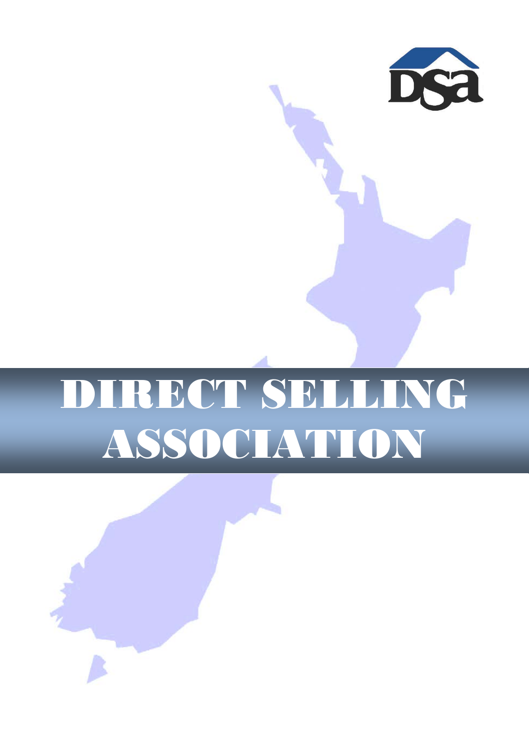# DIRECT SELLING ASSOCIATION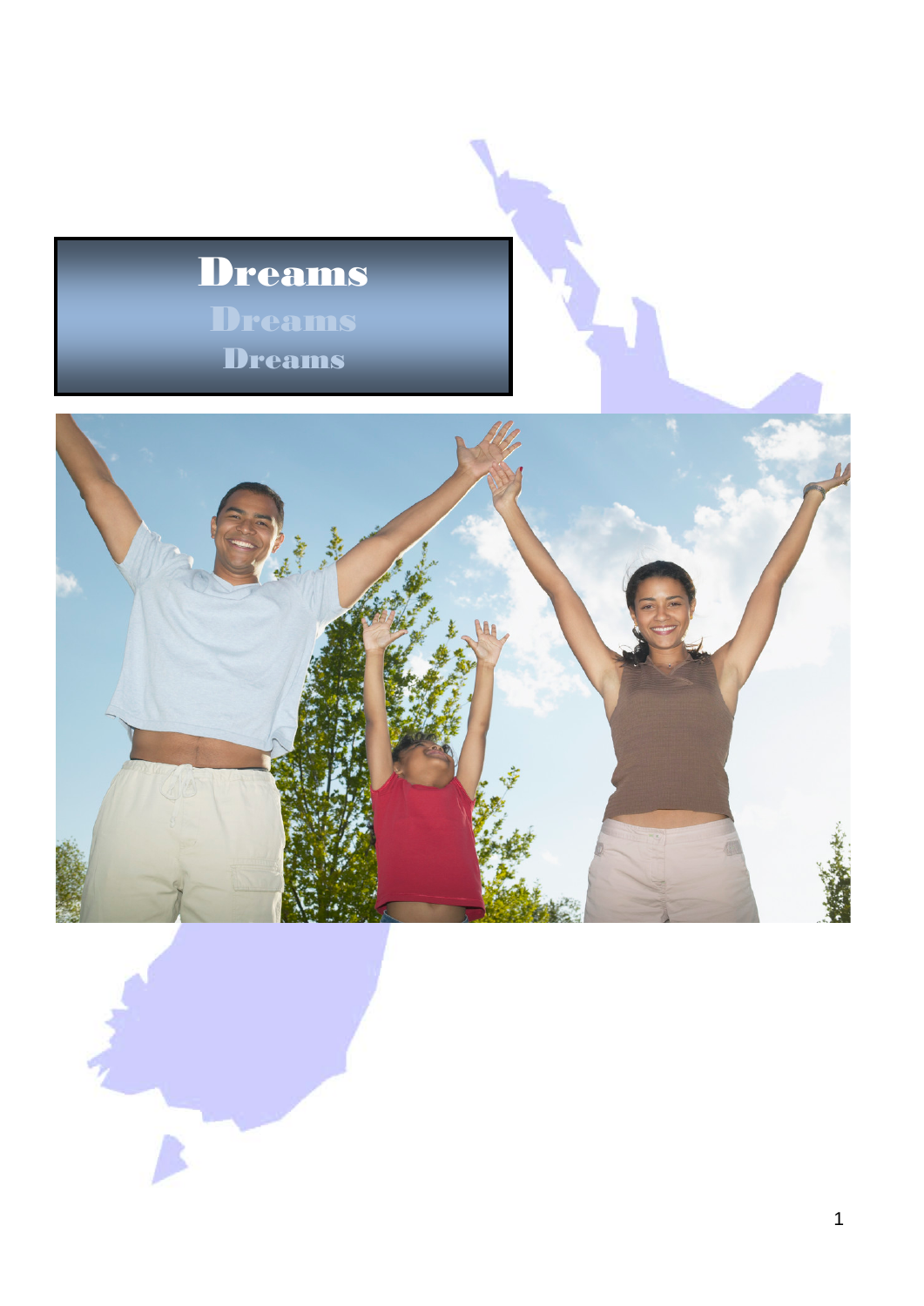# Dreams

Dreams

Dreams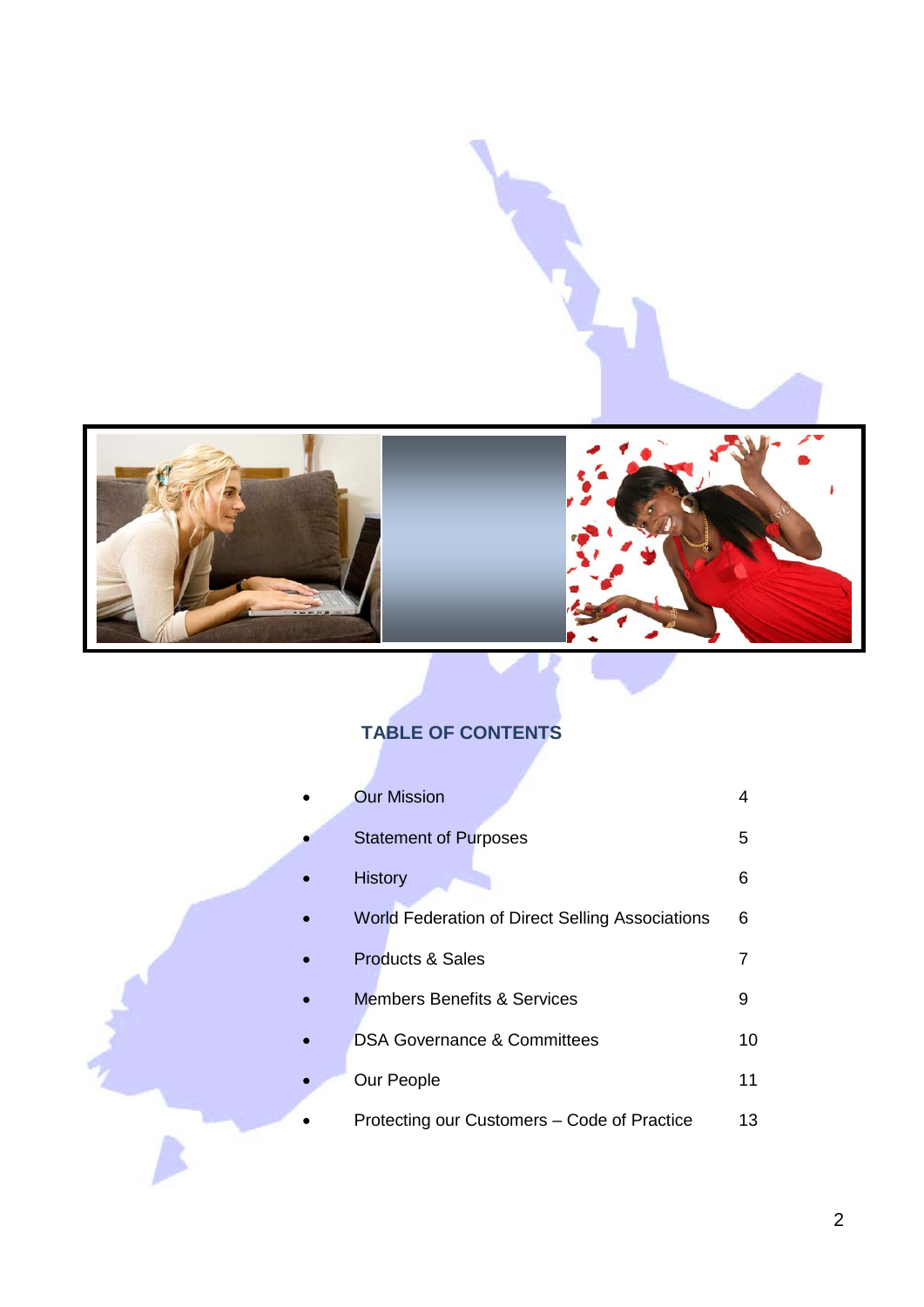## TABLE OF CONTENTS

| | |
|---|---|
| Our Mission | 4 |
| Statement of Purposes | 5 |
| History | 6 |
| World Federation of Direct Selling Associations | 6 |
| Products & Sales | 7 |
| Members Benefits & Services | 9 |
| DSA Governance & Committees | 10 |
| Our People | 11 |
| Protecting our Customers – Code of Practice | 13 |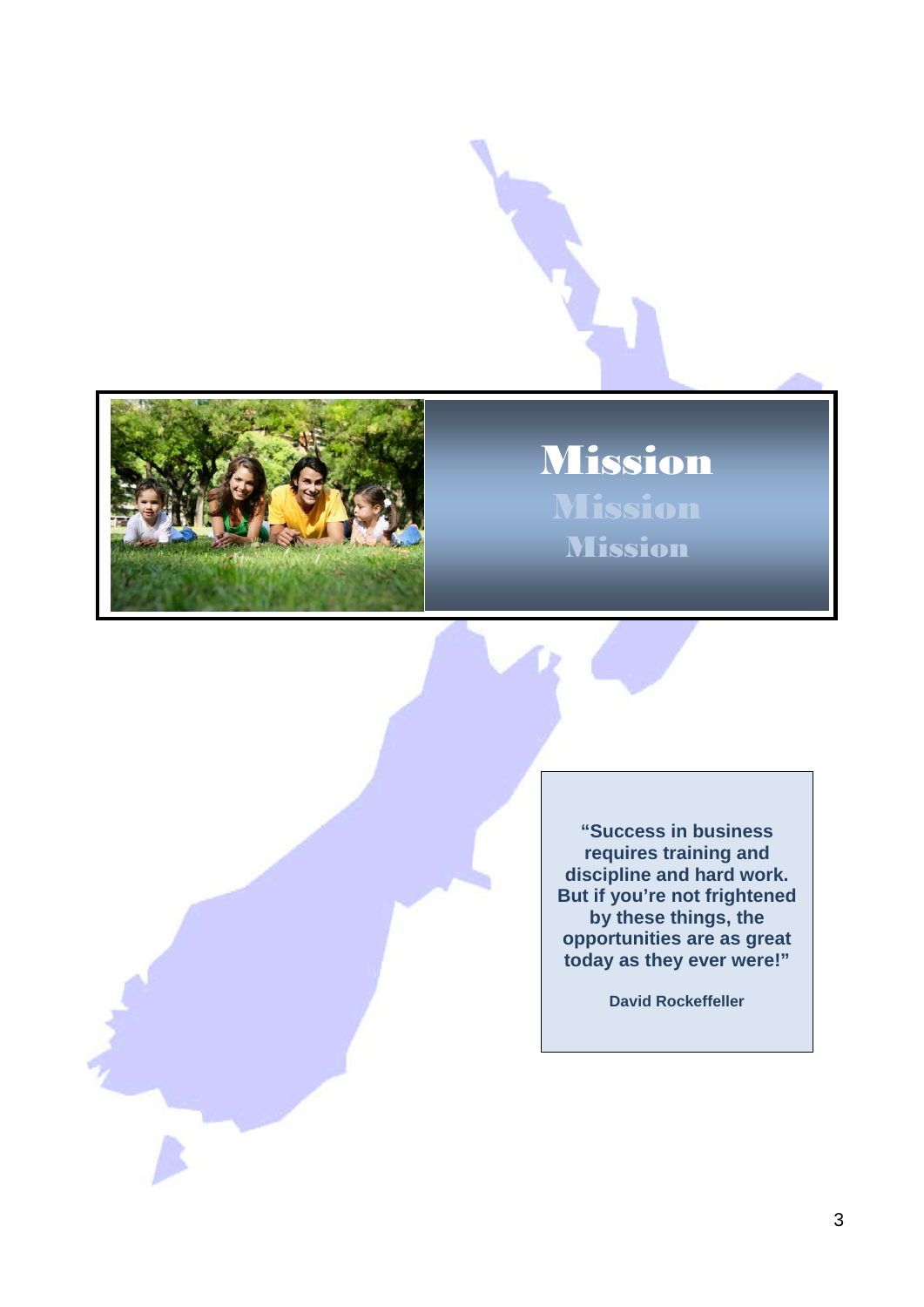# Mission

> **"Success in business requires training and discipline and hard work. But if you're not frightened by these things, the opportunities are as great today as they ever were!"**
>
> **David Rockeffeller**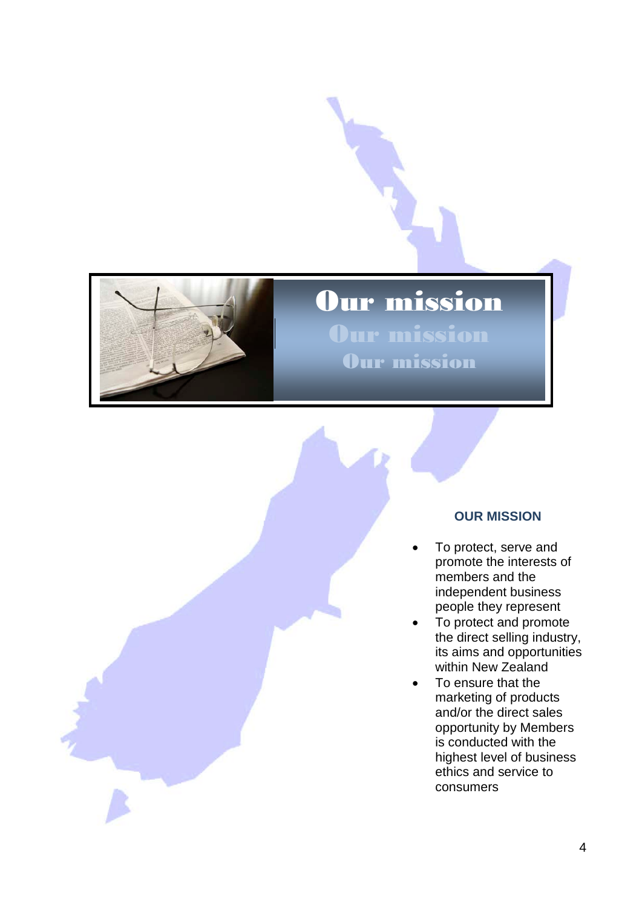# Our mission

## OUR MISSION

- To protect, serve and promote the interests of members and the independent business people they represent
- To protect and promote the direct selling industry, its aims and opportunities within New Zealand
- To ensure that the marketing of products and/or the direct sales opportunity by Members is conducted with the highest level of business ethics and service to consumers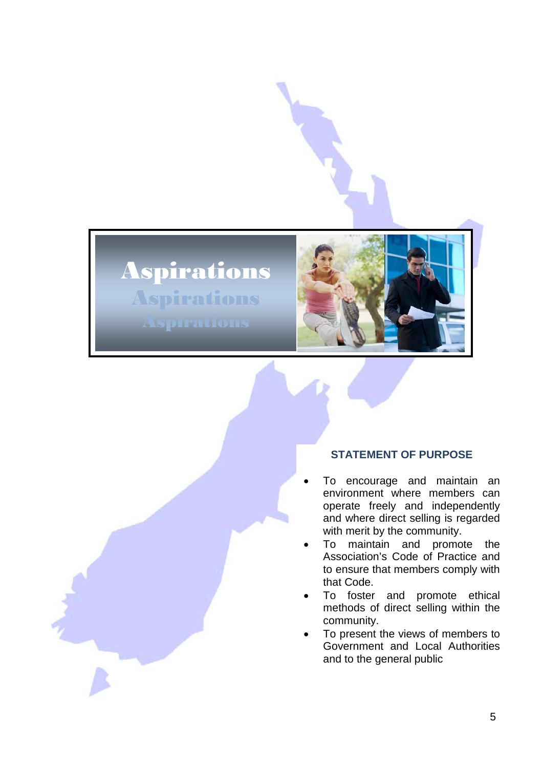# Aspirations

## STATEMENT OF PURPOSE

- To encourage and maintain an environment where members can operate freely and independently and where direct selling is regarded with merit by the community.
- To maintain and promote the Association's Code of Practice and to ensure that members comply with that Code.
- To foster and promote ethical methods of direct selling within the community.
- To present the views of members to Government and Local Authorities and to the general public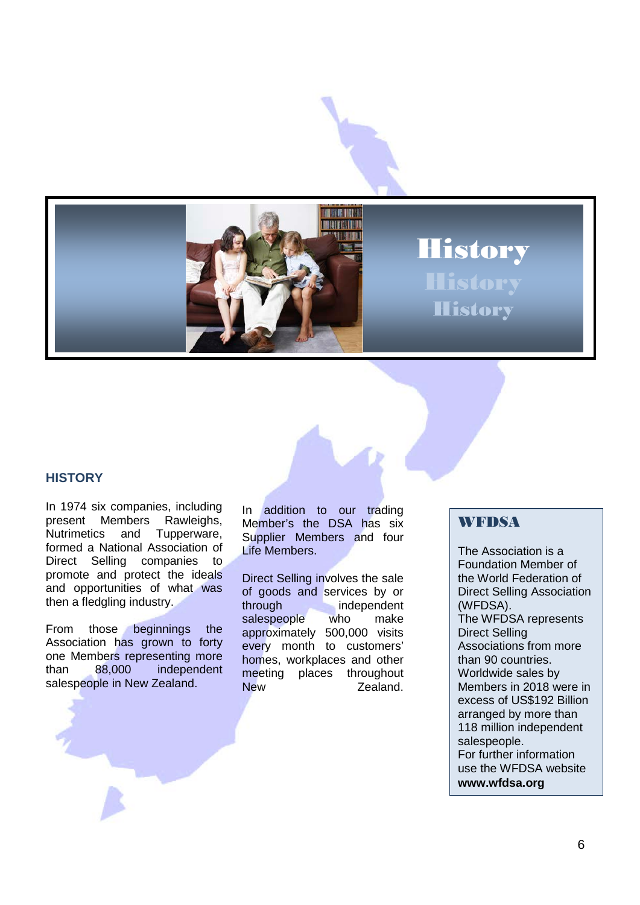# History

## HISTORY

In 1974 six companies, including present Members Rawleighs, Nutrimetics and Tupperware, formed a National Association of Direct Selling companies to promote and protect the ideals and opportunities of what was then a fledgling industry.

From those beginnings the Association has grown to forty one Members representing more than 88,000 independent salespeople in New Zealand.

In addition to our trading Member's the DSA has six Supplier Members and four Life Members.

Direct Selling involves the sale of goods and services by or through independent salespeople who make approximately 500,000 visits every month to customers' homes, workplaces and other meeting places throughout New Zealand.

### WFDSA

The Association is a Foundation Member of the World Federation of Direct Selling Association (WFDSA).
The WFDSA represents Direct Selling Associations from more than 90 countries.
Worldwide sales by Members in 2018 were in excess of US$192 Billion arranged by more than 118 million independent salespeople.
For further information use the WFDSA website **www.wfdsa.org**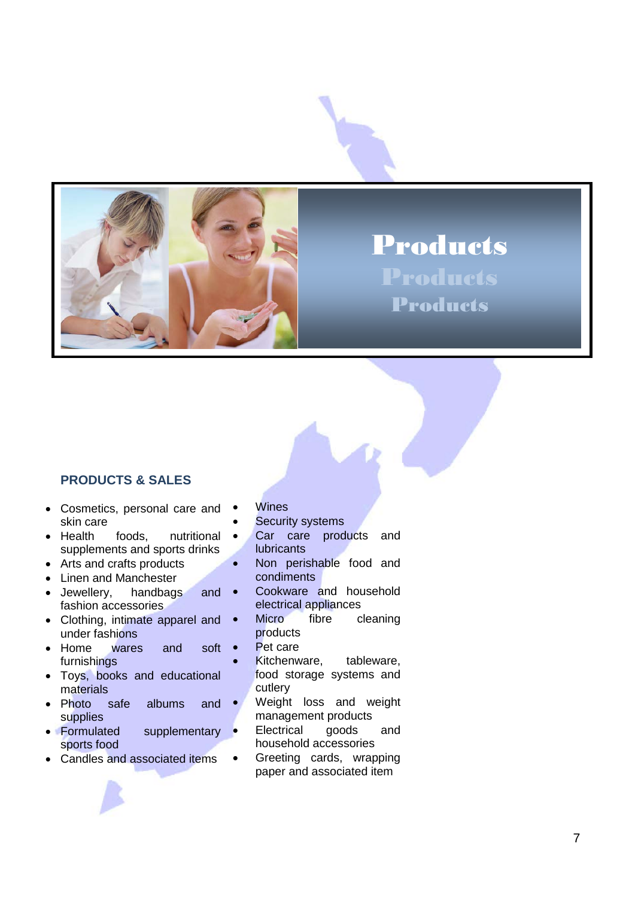# Products

## PRODUCTS & SALES

- Cosmetics, personal care and skin care
- Health foods, nutritional supplements and sports drinks
- Arts and crafts products
- Linen and Manchester
- Jewellery, handbags and fashion accessories
- Clothing, intimate apparel and under fashions
- Home wares and soft furnishings
- Toys, books and educational materials
- Photo safe albums and supplies
- Formulated supplementary sports food
- Candles and associated items
- Wines
- Security systems
- Car care products and lubricants
- Non perishable food and condiments
- Cookware and household electrical appliances
- Micro fibre cleaning products
- Pet care
- Kitchenware, tableware, food storage systems and cutlery
- Weight loss and weight management products
- Electrical goods and household accessories
- Greeting cards, wrapping paper and associated item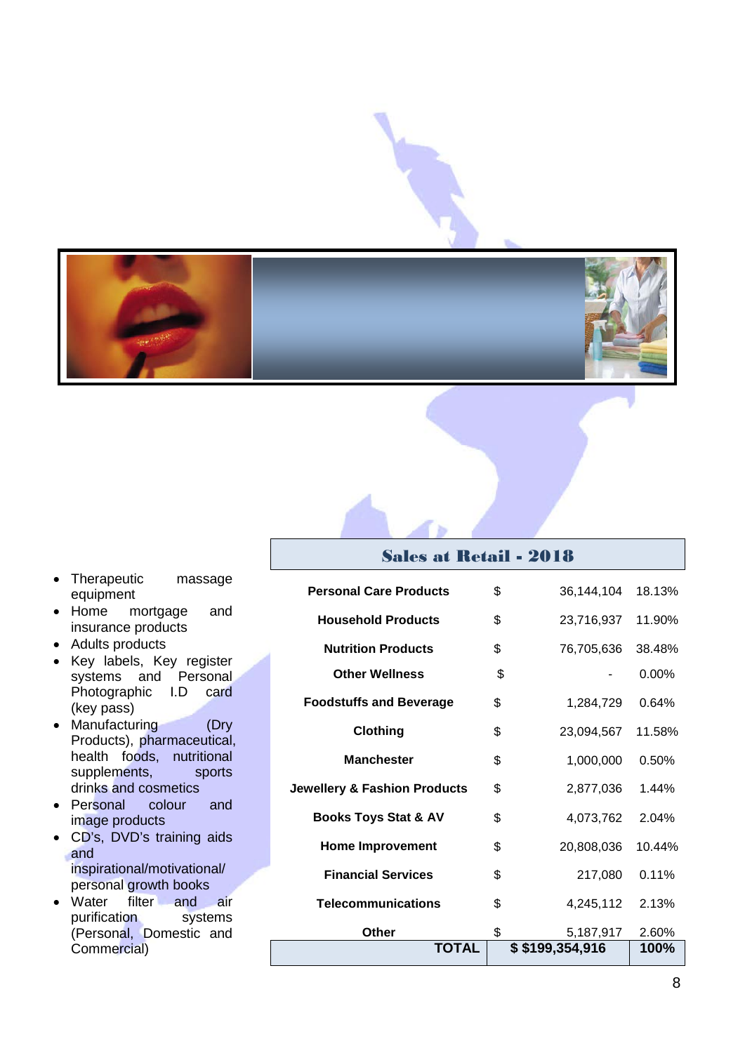- Therapeutic massage equipment
- Home mortgage and insurance products
- Adults products
- Key labels, Key register systems and Personal Photographic I.D card (key pass)
- Manufacturing (Dry Products), pharmaceutical, health foods, nutritional supplements, sports drinks and cosmetics
- Personal colour and image products
- CD's, DVD's training aids and inspirational/motivational/ personal growth books
- Water filter and air purification systems (Personal, Domestic and Commercial)

## Sales at Retail - 2018

| Category | | Amount | % |
|---|---|---|---|
| **Personal Care Products** | $ | 36,144,104 | 18.13% |
| **Household Products** | $ | 23,716,937 | 11.90% |
| **Nutrition Products** | $ | 76,705,636 | 38.48% |
| **Other Wellness** | $ | - | 0.00% |
| **Foodstuffs and Beverage** | $ | 1,284,729 | 0.64% |
| **Clothing** | $ | 23,094,567 | 11.58% |
| **Manchester** | $ | 1,000,000 | 0.50% |
| **Jewellery & Fashion Products** | $ | 2,877,036 | 1.44% |
| **Books Toys Stat & AV** | $ | 4,073,762 | 2.04% |
| **Home Improvement** | $ | 20,808,036 | 10.44% |
| **Financial Services** | $ | 217,080 | 0.11% |
| **Telecommunications** | $ | 4,245,112 | 2.13% |
| **Other** | $ | 5,187,917 | 2.60% |
| **TOTAL** | **$** | **$199,354,916** | **100%** |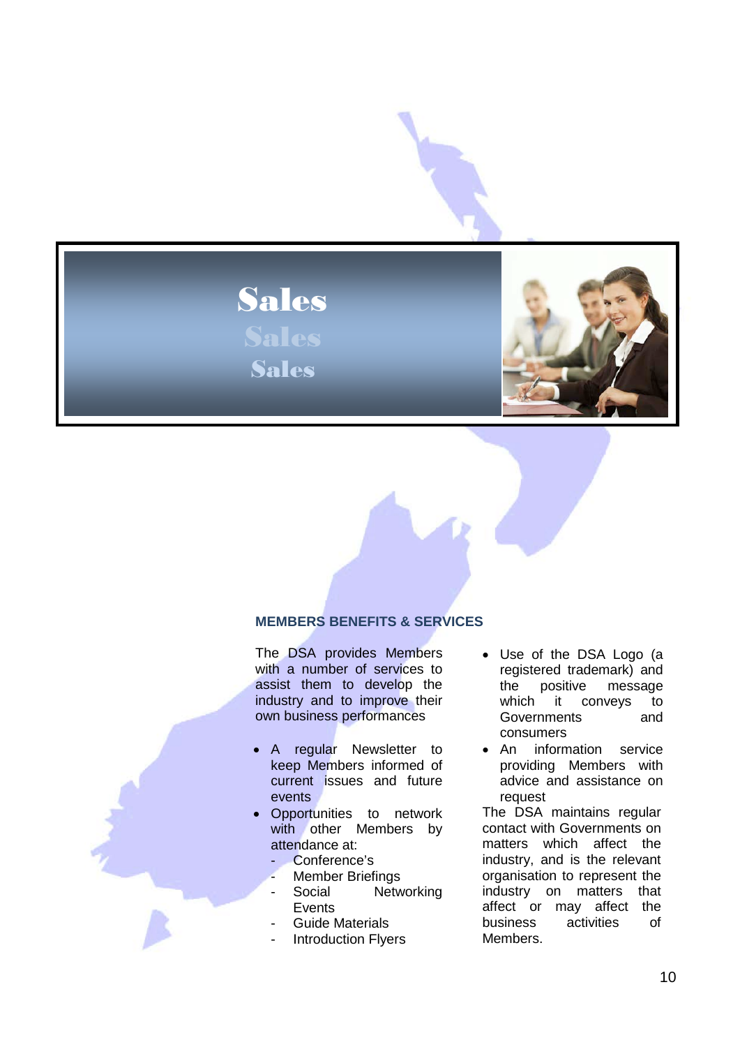Sales
Sales
Sales

## MEMBERS BENEFITS & SERVICES

The DSA provides Members with a number of services to assist them to develop the industry and to improve their own business performances

- A regular Newsletter to keep Members informed of current issues and future events
- Opportunities to network with other Members by attendance at:
  - Conference's
  - Member Briefings
  - Social Networking Events
  - Guide Materials
  - Introduction Flyers
- Use of the DSA Logo (a registered trademark) and the positive message which it conveys to Governments and consumers
- An information service providing Members with advice and assistance on request

The DSA maintains regular contact with Governments on matters which affect the industry, and is the relevant organisation to represent the industry on matters that affect or may affect the business activities of Members.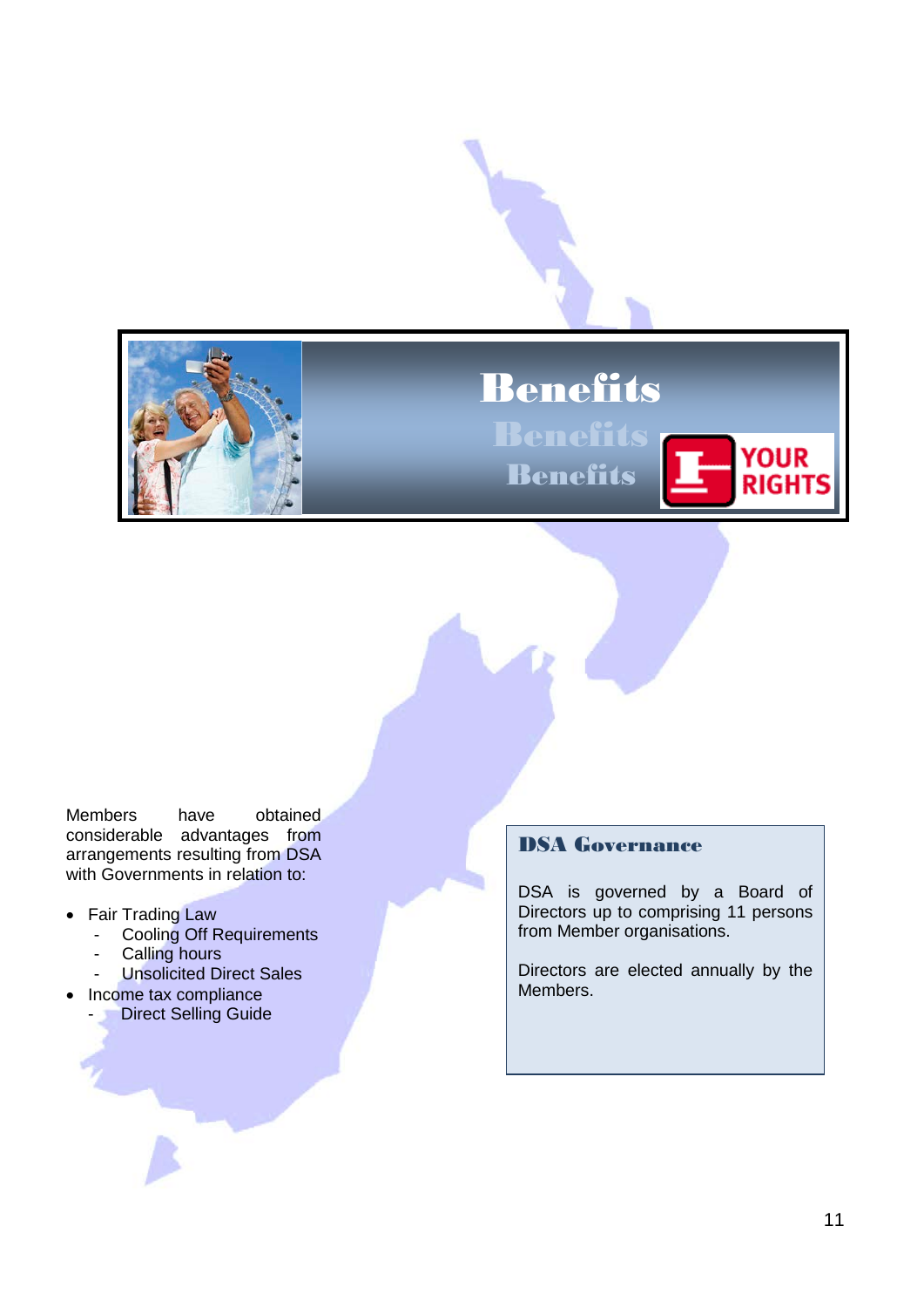# Benefits

Members have obtained considerable advantages from arrangements resulting from DSA with Governments in relation to:

- Fair Trading Law
  - Cooling Off Requirements
  - Calling hours
  - Unsolicited Direct Sales
- Income tax compliance
  - Direct Selling Guide

## DSA Governance

DSA is governed by a Board of Directors up to comprising 11 persons from Member organisations.

Directors are elected annually by the Members.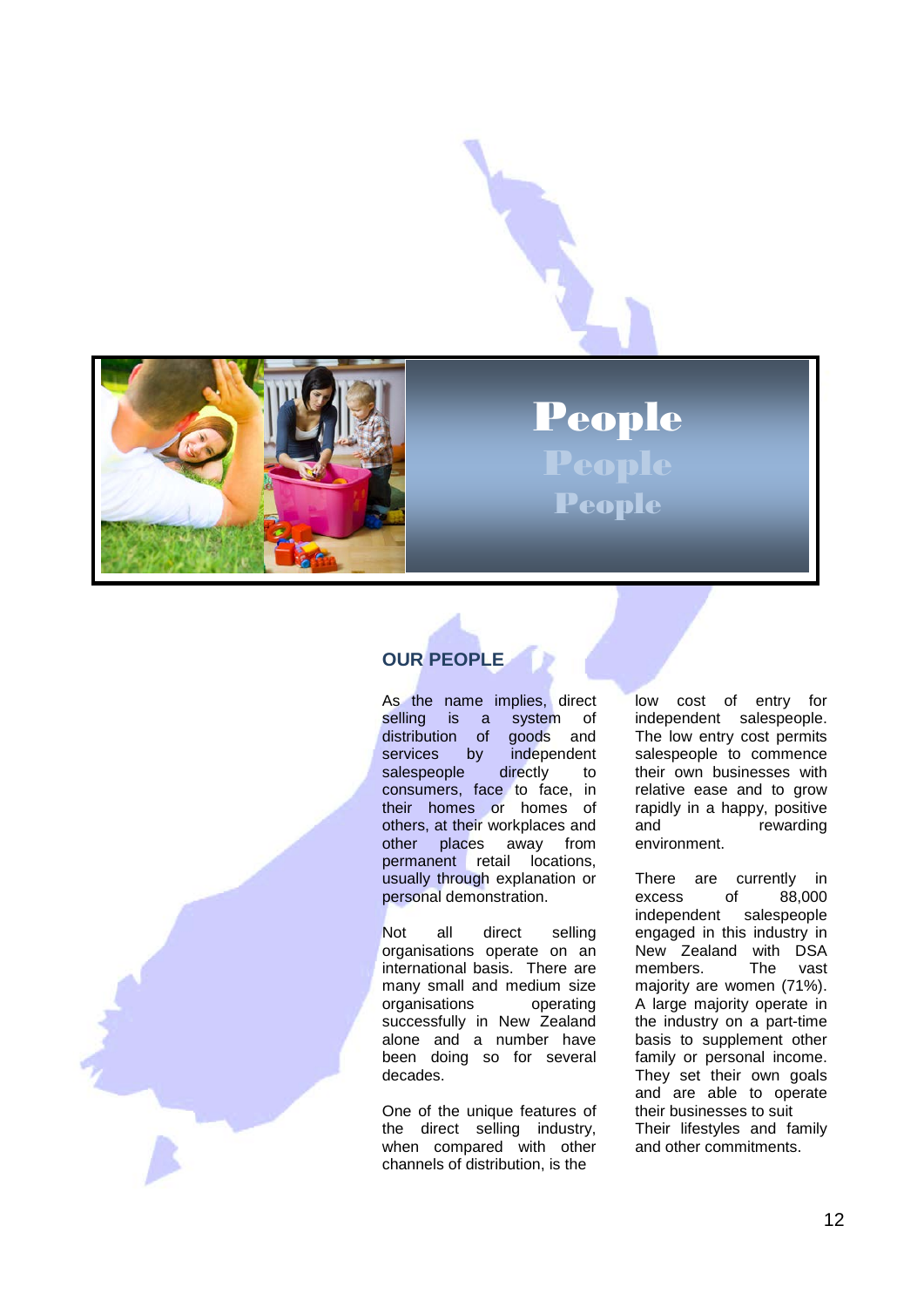# People

People

People

## OUR PEOPLE

As the name implies, direct selling is a system of distribution of goods and services by independent salespeople directly to consumers, face to face, in their homes or homes of others, at their workplaces and other places away from permanent retail locations, usually through explanation or personal demonstration.

Not all direct selling organisations operate on an international basis. There are many small and medium size organisations operating successfully in New Zealand alone and a number have been doing so for several decades.

One of the unique features of the direct selling industry, when compared with other channels of distribution, is the low cost of entry for independent salespeople. The low entry cost permits salespeople to commence their own businesses with relative ease and to grow rapidly in a happy, positive and rewarding environment.

There are currently in excess of 88,000 independent salespeople engaged in this industry in New Zealand with DSA members. The vast majority are women (71%). A large majority operate in the industry on a part-time basis to supplement other family or personal income. They set their own goals and are able to operate their businesses to suit Their lifestyles and family and other commitments.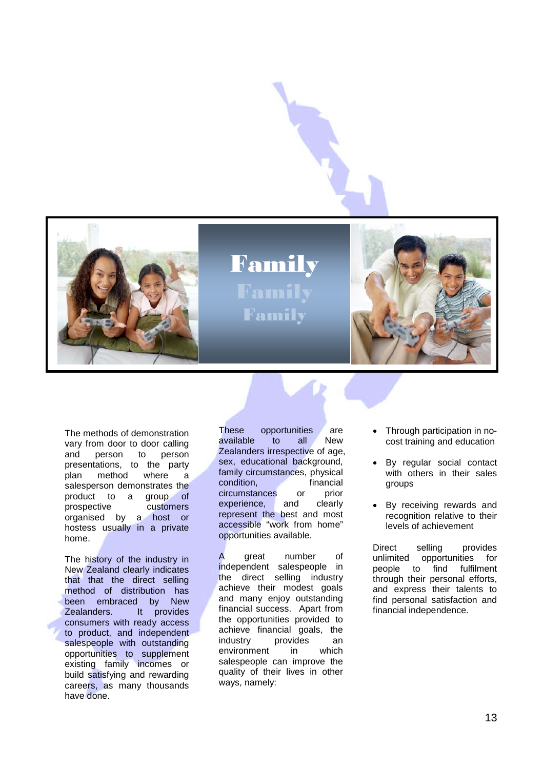# Family

The methods of demonstration vary from door to door calling and person to person presentations, to the party plan method where a salesperson demonstrates the product to a group of prospective customers organised by a host or hostess usually in a private home.

The history of the industry in New Zealand clearly indicates that that the direct selling method of distribution has been embraced by New Zealanders. It provides consumers with ready access to product, and independent salespeople with outstanding opportunities to supplement existing family incomes or build satisfying and rewarding careers, as many thousands have done.

These opportunities are available to all New Zealanders irrespective of age, sex, educational background, family circumstances, physical condition, financial circumstances or prior experience, and clearly represent the best and most accessible "work from home" opportunities available.

A great number of independent salespeople in the direct selling industry achieve their modest goals and many enjoy outstanding financial success. Apart from the opportunities provided to achieve financial goals, the industry provides an environment in which salespeople can improve the quality of their lives in other ways, namely:

- Through participation in no-cost training and education
- By regular social contact with others in their sales groups
- By receiving rewards and recognition relative to their levels of achievement

Direct selling provides unlimited opportunities for people to find fulfilment through their personal efforts, and express their talents to find personal satisfaction and financial independence.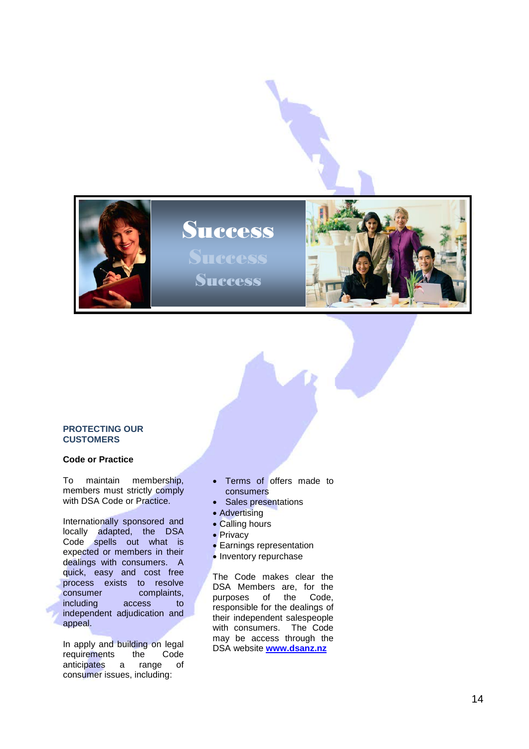## PROTECTING OUR CUSTOMERS

### Code or Practice

To maintain membership, members must strictly comply with DSA Code or Practice.

Internationally sponsored and locally adapted, the DSA Code spells out what is expected or members in their dealings with consumers. A quick, easy and cost free process exists to resolve consumer complaints, including access to independent adjudication and appeal.

In apply and building on legal requirements the Code anticipates a range of consumer issues, including:

- Terms of offers made to consumers
- Sales presentations
- Advertising
- Calling hours
- Privacy
- Earnings representation
- Inventory repurchase

The Code makes clear the DSA Members are, for the purposes of the Code, responsible for the dealings of their independent salespeople with consumers. The Code may be access through the DSA website **www.dsanz.nz**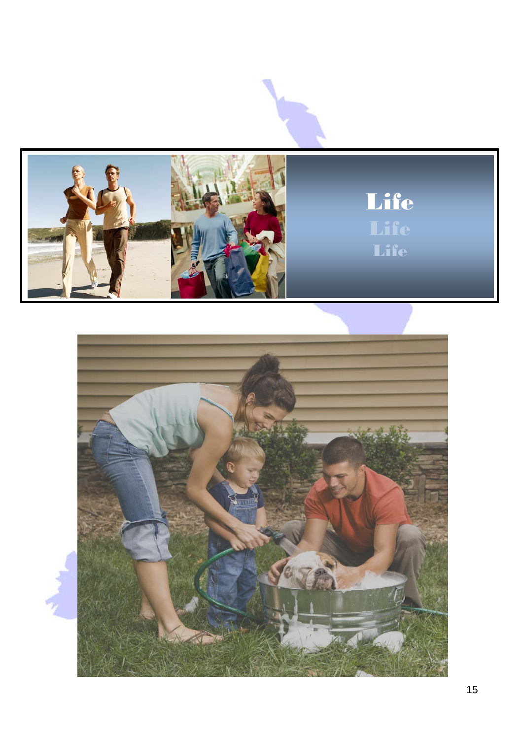Life

Life

Life